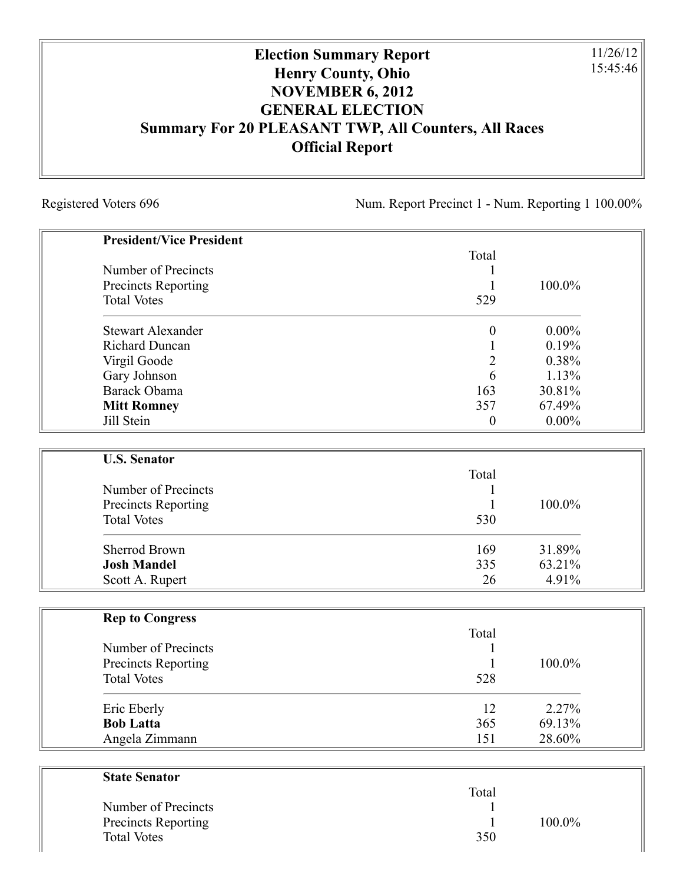# Election Summary Report
# Henry County, Ohio
# NOVEMBER 6, 2012
# GENERAL ELECTION
# Summary For 20 PLEASANT TWP, All Counters, All Races
# Official Report

11/26/12
15:45:46

Registered Voters 696

Num. Report Precinct 1 - Num. Reporting 1 100.00%

| **President/Vice President** | Total | |
|---|---|---|
| Number of Precincts | 1 | |
| Precincts Reporting | 1 | 100.0% |
| Total Votes | 529 | |
| Stewart Alexander | 0 | 0.00% |
| Richard Duncan | 1 | 0.19% |
| Virgil Goode | 2 | 0.38% |
| Gary Johnson | 6 | 1.13% |
| Barack Obama | 163 | 30.81% |
| **Mitt Romney** | 357 | 67.49% |
| Jill Stein | 0 | 0.00% |

| **U.S. Senator** | Total | |
|---|---|---|
| Number of Precincts | 1 | |
| Precincts Reporting | 1 | 100.0% |
| Total Votes | 530 | |
| Sherrod Brown | 169 | 31.89% |
| **Josh Mandel** | 335 | 63.21% |
| Scott A. Rupert | 26 | 4.91% |

| **Rep to Congress** | Total | |
|---|---|---|
| Number of Precincts | 1 | |
| Precincts Reporting | 1 | 100.0% |
| Total Votes | 528 | |
| Eric Eberly | 12 | 2.27% |
| **Bob Latta** | 365 | 69.13% |
| Angela Zimmann | 151 | 28.60% |

| **State Senator** | Total | |
|---|---|---|
| Number of Precincts | 1 | |
| Precincts Reporting | 1 | 100.0% |
| Total Votes | 350 | |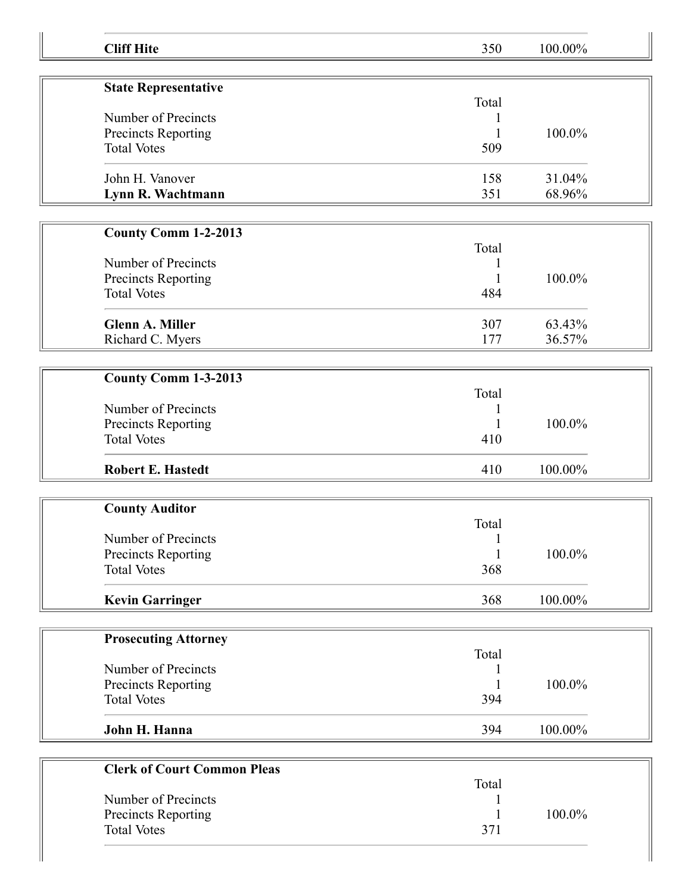| | | |
|---|---|---|
| **Cliff Hite** | 350 | 100.00% |

| **State Representative** | | |
|---|---|---|
| | Total | |
| Number of Precincts | 1 | |
| Precincts Reporting | 1 | 100.0% |
| Total Votes | 509 | |
| John H. Vanover | 158 | 31.04% |
| **Lynn R. Wachtmann** | 351 | 68.96% |

| **County Comm 1-2-2013** | | |
|---|---|---|
| | Total | |
| Number of Precincts | 1 | |
| Precincts Reporting | 1 | 100.0% |
| Total Votes | 484 | |
| **Glenn A. Miller** | 307 | 63.43% |
| Richard C. Myers | 177 | 36.57% |

| **County Comm 1-3-2013** | | |
|---|---|---|
| | Total | |
| Number of Precincts | 1 | |
| Precincts Reporting | 1 | 100.0% |
| Total Votes | 410 | |
| **Robert E. Hastedt** | 410 | 100.00% |

| **County Auditor** | | |
|---|---|---|
| | Total | |
| Number of Precincts | 1 | |
| Precincts Reporting | 1 | 100.0% |
| Total Votes | 368 | |
| **Kevin Garringer** | 368 | 100.00% |

| **Prosecuting Attorney** | | |
|---|---|---|
| | Total | |
| Number of Precincts | 1 | |
| Precincts Reporting | 1 | 100.0% |
| Total Votes | 394 | |
| **John H. Hanna** | 394 | 100.00% |

| **Clerk of Court Common Pleas** | | |
|---|---|---|
| | Total | |
| Number of Precincts | 1 | |
| Precincts Reporting | 1 | 100.0% |
| Total Votes | 371 | |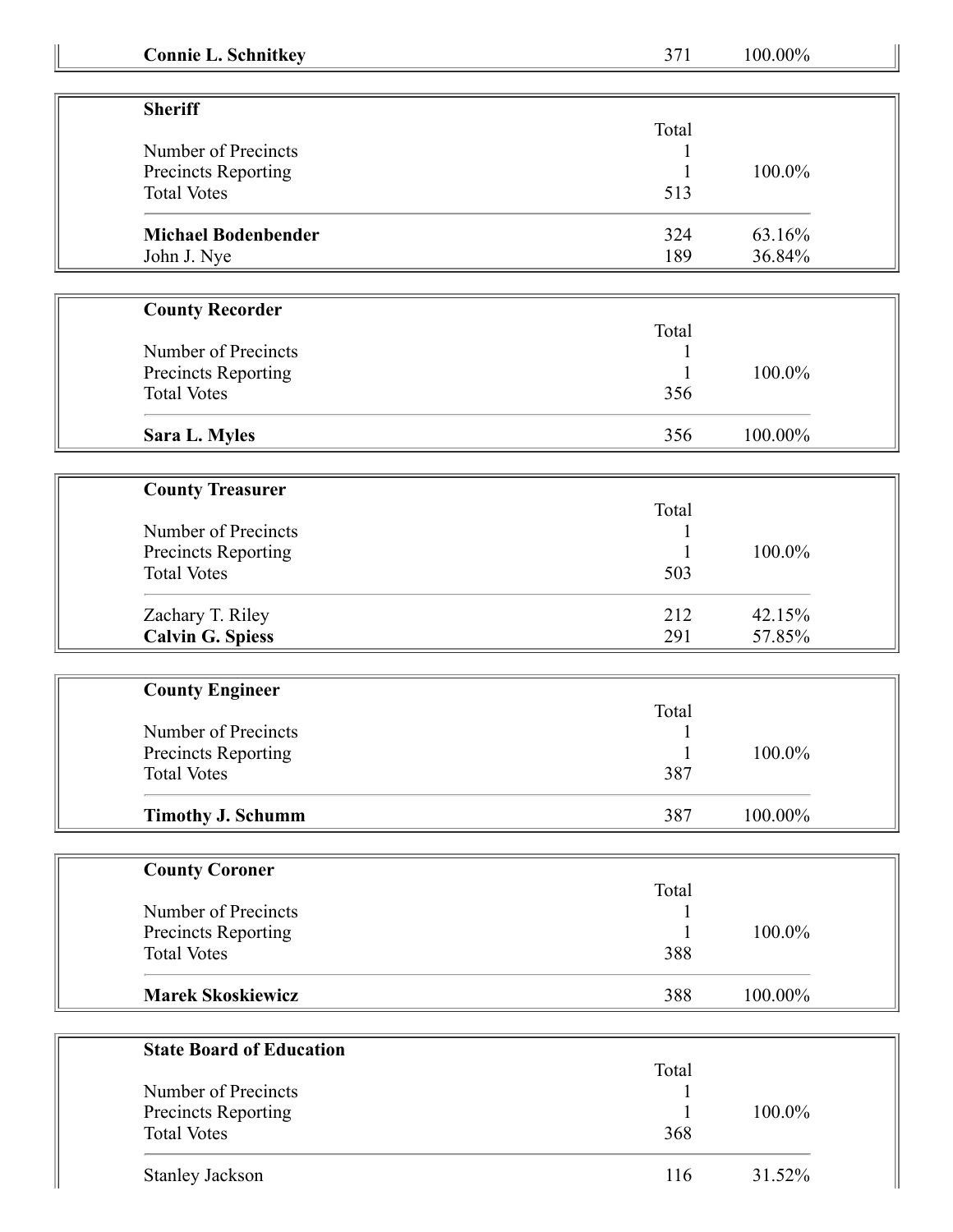| | | |
|---|---|---|
| **Connie L. Schnitkey** | 371 | 100.00% |

**Sheriff**

| | Total | |
|---|---|---|
| Number of Precincts | 1 | |
| Precincts Reporting | 1 | 100.0% |
| Total Votes | 513 | |
| **Michael Bodenbender** | 324 | 63.16% |
| John J. Nye | 189 | 36.84% |

**County Recorder**

| | Total | |
|---|---|---|
| Number of Precincts | 1 | |
| Precincts Reporting | 1 | 100.0% |
| Total Votes | 356 | |
| **Sara L. Myles** | 356 | 100.00% |

**County Treasurer**

| | Total | |
|---|---|---|
| Number of Precincts | 1 | |
| Precincts Reporting | 1 | 100.0% |
| Total Votes | 503 | |
| Zachary T. Riley | 212 | 42.15% |
| **Calvin G. Spiess** | 291 | 57.85% |

**County Engineer**

| | Total | |
|---|---|---|
| Number of Precincts | 1 | |
| Precincts Reporting | 1 | 100.0% |
| Total Votes | 387 | |
| **Timothy J. Schumm** | 387 | 100.00% |

**County Coroner**

| | Total | |
|---|---|---|
| Number of Precincts | 1 | |
| Precincts Reporting | 1 | 100.0% |
| Total Votes | 388 | |
| **Marek Skoskiewicz** | 388 | 100.00% |

**State Board of Education**

| | Total | |
|---|---|---|
| Number of Precincts | 1 | |
| Precincts Reporting | 1 | 100.0% |
| Total Votes | 368 | |
| Stanley Jackson | 116 | 31.52% |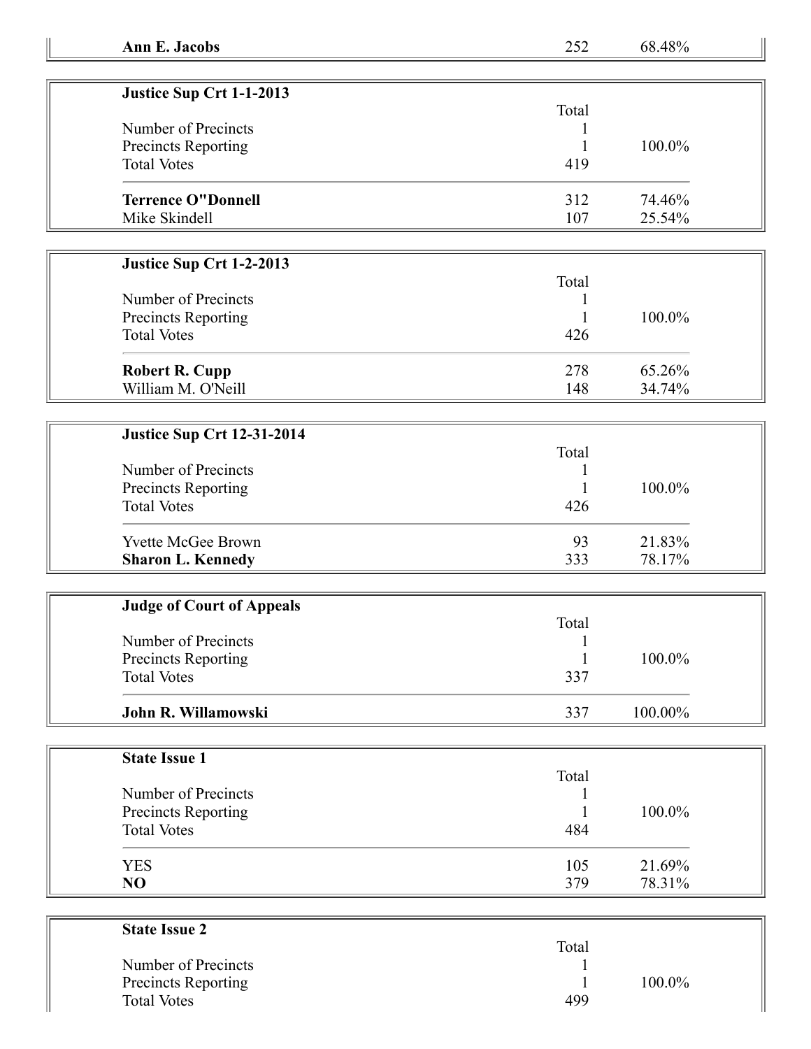| | | |
|---|---|---|
| **Ann E. Jacobs** | 252 | 68.48% |

| **Justice Sup Crt 1-1-2013** | | |
|---|---|---|
| | Total | |
| Number of Precincts | 1 | |
| Precincts Reporting | 1 | 100.0% |
| Total Votes | 419 | |
| **Terrence O"Donnell** | 312 | 74.46% |
| Mike Skindell | 107 | 25.54% |

| **Justice Sup Crt 1-2-2013** | | |
|---|---|---|
| | Total | |
| Number of Precincts | 1 | |
| Precincts Reporting | 1 | 100.0% |
| Total Votes | 426 | |
| **Robert R. Cupp** | 278 | 65.26% |
| William M. O'Neill | 148 | 34.74% |

| **Justice Sup Crt 12-31-2014** | | |
|---|---|---|
| | Total | |
| Number of Precincts | 1 | |
| Precincts Reporting | 1 | 100.0% |
| Total Votes | 426 | |
| Yvette McGee Brown | 93 | 21.83% |
| **Sharon L. Kennedy** | 333 | 78.17% |

| **Judge of Court of Appeals** | | |
|---|---|---|
| | Total | |
| Number of Precincts | 1 | |
| Precincts Reporting | 1 | 100.0% |
| Total Votes | 337 | |
| **John R. Willamowski** | 337 | 100.00% |

| **State Issue 1** | | |
|---|---|---|
| | Total | |
| Number of Precincts | 1 | |
| Precincts Reporting | 1 | 100.0% |
| Total Votes | 484 | |
| YES | 105 | 21.69% |
| **NO** | 379 | 78.31% |

| **State Issue 2** | | |
|---|---|---|
| | Total | |
| Number of Precincts | 1 | |
| Precincts Reporting | 1 | 100.0% |
| Total Votes | 499 | |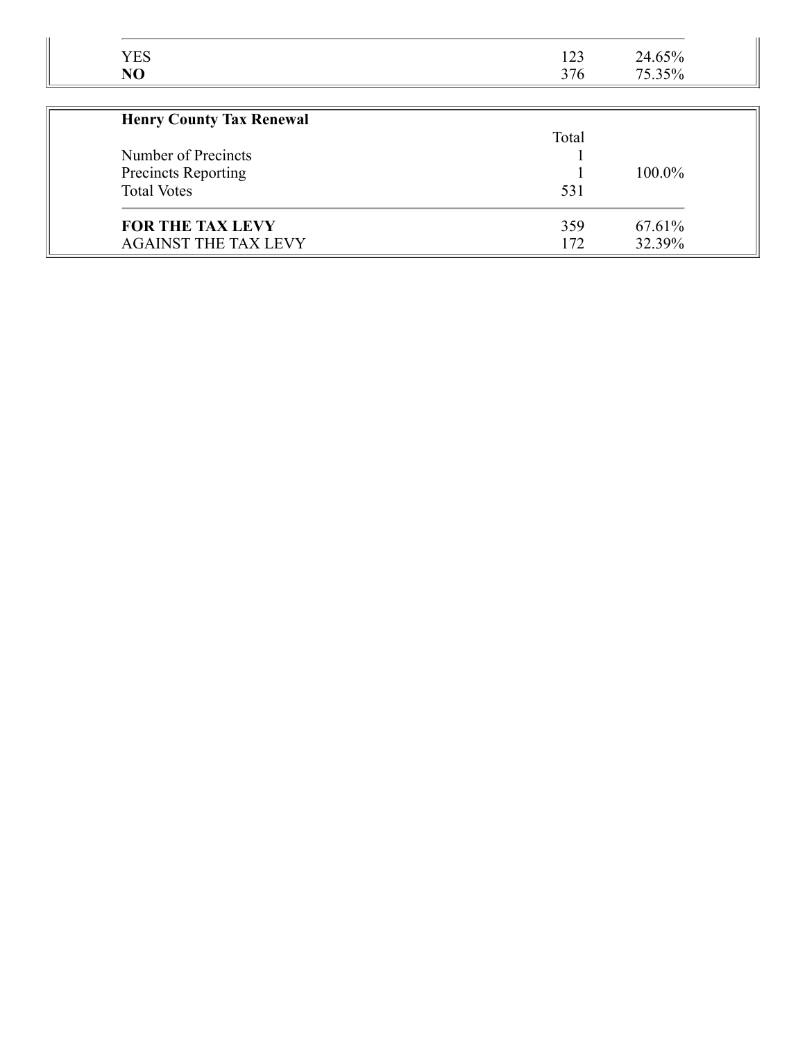| | | |
|---|---|---|
| YES | 123 | 24.65% |
| **NO** | 376 | 75.35% |

**Henry County Tax Renewal**

| | Total | |
|---|---|---|
| Number of Precincts | 1 | |
| Precincts Reporting | 1 | 100.0% |
| Total Votes | 531 | |
| **FOR THE TAX LEVY** | 359 | 67.61% |
| AGAINST THE TAX LEVY | 172 | 32.39% |